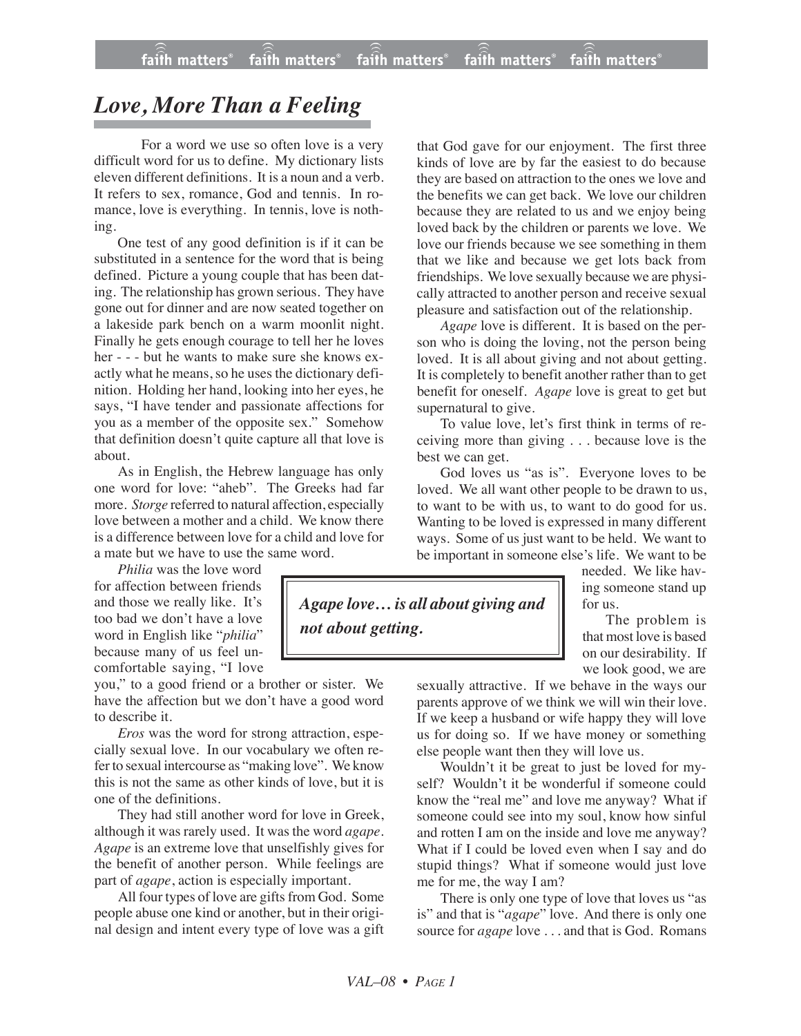# *Love, More Than a Feeling*

For a word we use so often love is a very difficult word for us to define. My dictionary lists eleven different definitions. It is a noun and a verb. It refers to sex, romance, God and tennis. In romance, love is everything. In tennis, love is nothing.

One test of any good definition is if it can be substituted in a sentence for the word that is being defined. Picture a young couple that has been dating. The relationship has grown serious. They have gone out for dinner and are now seated together on a lakeside park bench on a warm moonlit night. Finally he gets enough courage to tell her he loves her - - - but he wants to make sure she knows exactly what he means, so he uses the dictionary definition. Holding her hand, looking into her eyes, he says, "I have tender and passionate affections for you as a member of the opposite sex." Somehow that definition doesn't quite capture all that love is about.

As in English, the Hebrew language has only one word for love: "aheb". The Greeks had far more. *Storge* referred to natural affection, especially love between a mother and a child. We know there is a difference between love for a child and love for a mate but we have to use the same word.

*Philia* was the love word for affection between friends and those we really like. It's too bad we don't have a love word in English like "*philia*" because many of us feel uncomfortable saying, "I love you," to a good friend or a brother or sister. We have the affection but we don't have a good word to describe it.

*Eros* was the word for strong attraction, especially sexual love. In our vocabulary we often refer to sexual intercourse as "making love". We know this is not the same as other kinds of love, but it is one of the definitions.

They had still another word for love in Greek, although it was rarely used. It was the word *agape*. *Agape* is an extreme love that unselfishly gives for the benefit of another person. While feelings are part of *agape*, action is especially important.

All four types of love are gifts from God. Some people abuse one kind or another, but in their original design and intent every type of love was a gift that God gave for our enjoyment. The first three kinds of love are by far the easiest to do because they are based on attraction to the ones we love and the benefits we can get back. We love our children because they are related to us and we enjoy being loved back by the children or parents we love. We love our friends because we see something in them that we like and because we get lots back from friendships. We love sexually because we are physically attracted to another person and receive sexual pleasure and satisfaction out of the relationship.

*Agape* love is different. It is based on the person who is doing the loving, not the person being loved. It is all about giving and not about getting. It is completely to benefit another rather than to get benefit for oneself. *Agape* love is great to get but supernatural to give.

To value love, let's first think in terms of receiving more than giving . . . because love is the best we can get.

God loves us "as is". Everyone loves to be loved. We all want other people to be drawn to us, to want to be with us, to want to do good for us. Wanting to be loved is expressed in many different ways. Some of us just want to be held. We want to be important in someone else's life. We want to be needed. We like having someone stand up for us.

> ***Agape love… is all about giving and not about getting.***

The problem is that most love is based on our desirability. If we look good, we are sexually attractive. If we behave in the ways our parents approve of we think we will win their love. If we keep a husband or wife happy they will love us for doing so. If we have money or something else people want then they will love us.

Wouldn't it be great to just be loved for myself? Wouldn't it be wonderful if someone could know the "real me" and love me anyway? What if someone could see into my soul, know how sinful and rotten I am on the inside and love me anyway? What if I could be loved even when I say and do stupid things? What if someone would just love me for me, the way I am?

There is only one type of love that loves us "as is" and that is "*agape*" love. And there is only one source for *agape* love . . . and that is God. Romans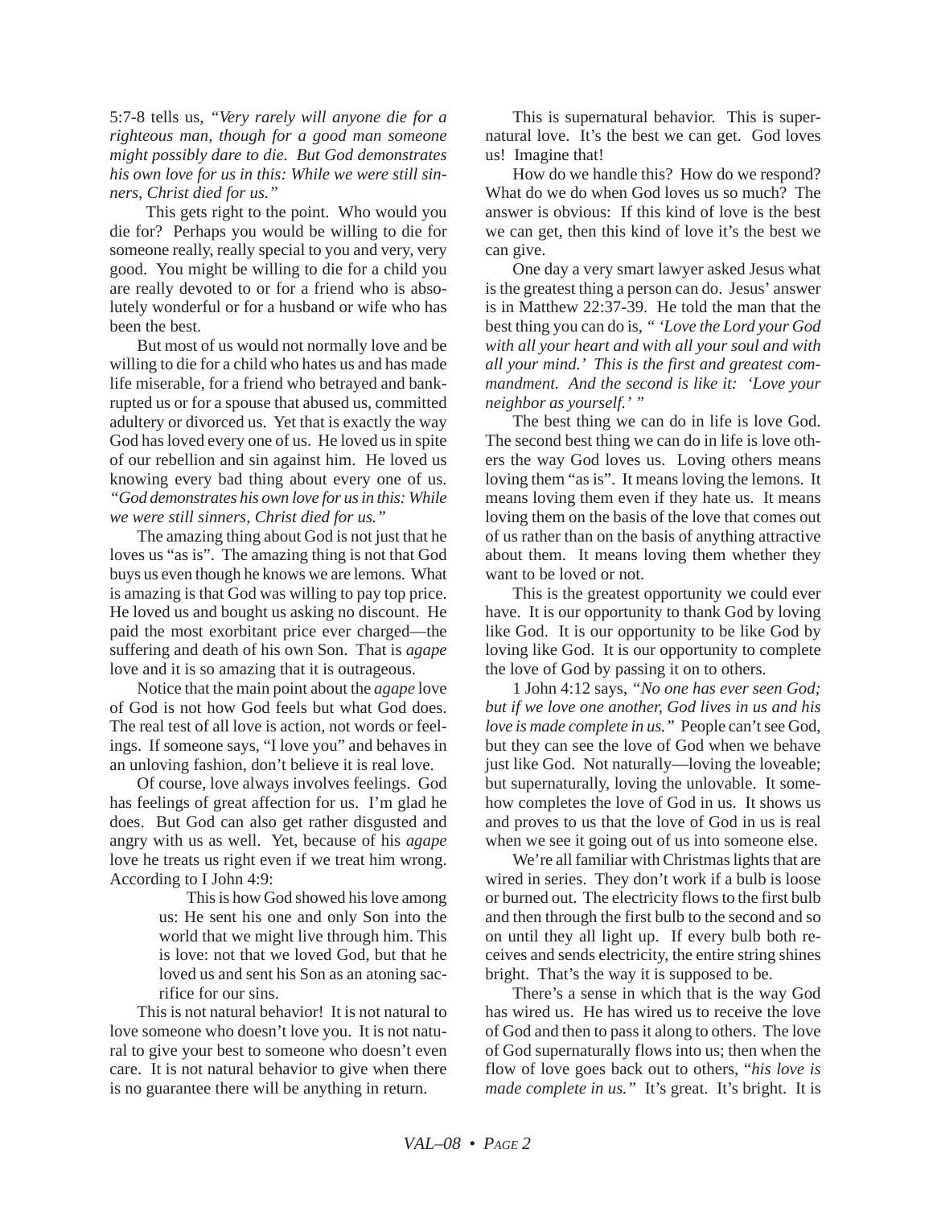5:7-8 tells us, *"Very rarely will anyone die for a righteous man, though for a good man someone might possibly dare to die. But God demonstrates his own love for us in this: While we were still sinners, Christ died for us."*

This gets right to the point. Who would you die for? Perhaps you would be willing to die for someone really, really special to you and very, very good. You might be willing to die for a child you are really devoted to or for a friend who is absolutely wonderful or for a husband or wife who has been the best.

But most of us would not normally love and be willing to die for a child who hates us and has made life miserable, for a friend who betrayed and bankrupted us or for a spouse that abused us, committed adultery or divorced us. Yet that is exactly the way God has loved every one of us. He loved us in spite of our rebellion and sin against him. He loved us knowing every bad thing about every one of us. *"God demonstrates his own love for us in this: While we were still sinners, Christ died for us."*

The amazing thing about God is not just that he loves us "as is". The amazing thing is not that God buys us even though he knows we are lemons. What is amazing is that God was willing to pay top price. He loved us and bought us asking no discount. He paid the most exorbitant price ever charged—the suffering and death of his own Son. That is *agape* love and it is so amazing that it is outrageous.

Notice that the main point about the *agape* love of God is not how God feels but what God does. The real test of all love is action, not words or feelings. If someone says, "I love you" and behaves in an unloving fashion, don't believe it is real love.

Of course, love always involves feelings. God has feelings of great affection for us. I'm glad he does. But God can also get rather disgusted and angry with us as well. Yet, because of his *agape* love he treats us right even if we treat him wrong. According to I John 4:9:

> This is how God showed his love among us: He sent his one and only Son into the world that we might live through him. This is love: not that we loved God, but that he loved us and sent his Son as an atoning sacrifice for our sins.

This is not natural behavior! It is not natural to love someone who doesn't love you. It is not natural to give your best to someone who doesn't even care. It is not natural behavior to give when there is no guarantee there will be anything in return.

This is supernatural behavior. This is supernatural love. It's the best we can get. God loves us! Imagine that!

How do we handle this? How do we respond? What do we do when God loves us so much? The answer is obvious: If this kind of love is the best we can get, then this kind of love it's the best we can give.

One day a very smart lawyer asked Jesus what is the greatest thing a person can do. Jesus' answer is in Matthew 22:37-39. He told the man that the best thing you can do is, *" 'Love the Lord your God with all your heart and with all your soul and with all your mind.' This is the first and greatest commandment. And the second is like it: 'Love your neighbor as yourself.' "*

The best thing we can do in life is love God. The second best thing we can do in life is love others the way God loves us. Loving others means loving them "as is". It means loving the lemons. It means loving them even if they hate us. It means loving them on the basis of the love that comes out of us rather than on the basis of anything attractive about them. It means loving them whether they want to be loved or not.

This is the greatest opportunity we could ever have. It is our opportunity to thank God by loving like God. It is our opportunity to be like God by loving like God. It is our opportunity to complete the love of God by passing it on to others.

1 John 4:12 says, *"No one has ever seen God; but if we love one another, God lives in us and his love is made complete in us."* People can't see God, but they can see the love of God when we behave just like God. Not naturally—loving the loveable; but supernaturally, loving the unlovable. It somehow completes the love of God in us. It shows us and proves to us that the love of God in us is real when we see it going out of us into someone else.

We're all familiar with Christmas lights that are wired in series. They don't work if a bulb is loose or burned out. The electricity flows to the first bulb and then through the first bulb to the second and so on until they all light up. If every bulb both receives and sends electricity, the entire string shines bright. That's the way it is supposed to be.

There's a sense in which that is the way God has wired us. He has wired us to receive the love of God and then to pass it along to others. The love of God supernaturally flows into us; then when the flow of love goes back out to others, "*his love is made complete in us."* It's great. It's bright. It is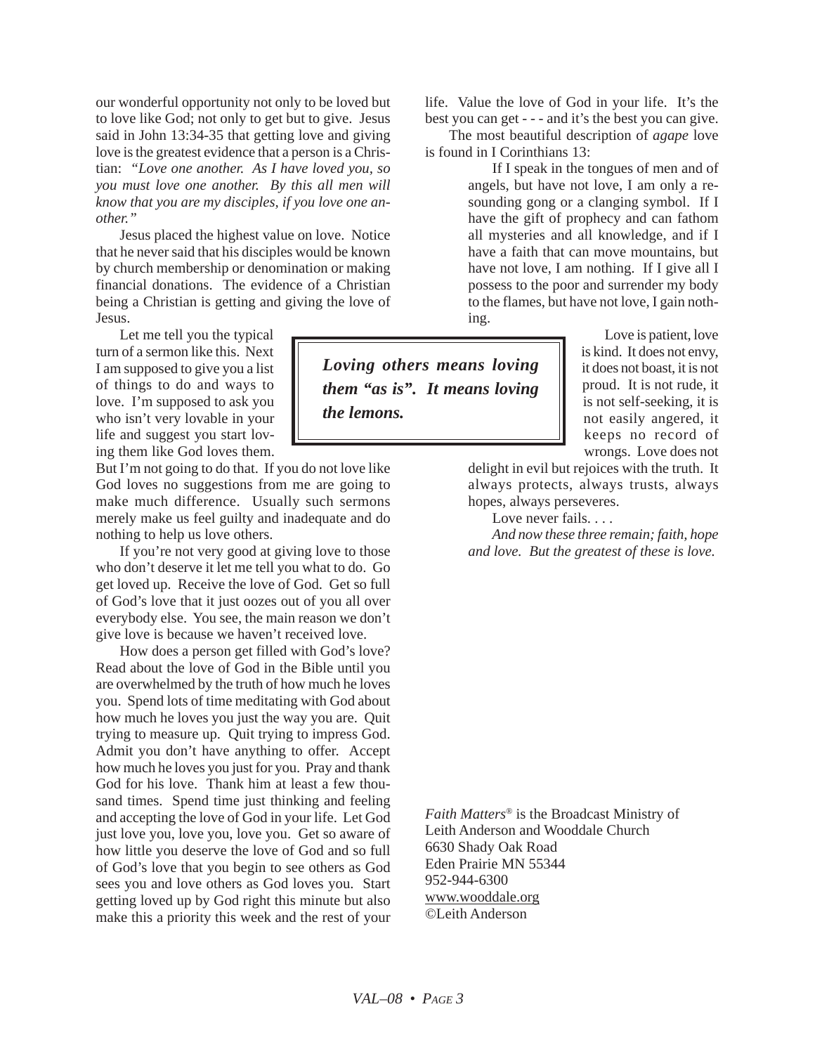our wonderful opportunity not only to be loved but to love like God; not only to get but to give. Jesus said in John 13:34-35 that getting love and giving love is the greatest evidence that a person is a Christian: *"Love one another. As I have loved you, so you must love one another. By this all men will know that you are my disciples, if you love one another."*

Jesus placed the highest value on love. Notice that he never said that his disciples would be known by church membership or denomination or making financial donations. The evidence of a Christian being a Christian is getting and giving the love of Jesus.

Let me tell you the typical turn of a sermon like this. Next I am supposed to give you a list of things to do and ways to love. I'm supposed to ask you who isn't very lovable in your life and suggest you start loving them like God loves them. But I'm not going to do that. If you do not love like God loves no suggestions from me are going to make much difference. Usually such sermons merely make us feel guilty and inadequate and do nothing to help us love others.

***Loving others means loving them "as is". It means loving the lemons.***

If you're not very good at giving love to those who don't deserve it let me tell you what to do. Go get loved up. Receive the love of God. Get so full of God's love that it just oozes out of you all over everybody else. You see, the main reason we don't give love is because we haven't received love.

How does a person get filled with God's love? Read about the love of God in the Bible until you are overwhelmed by the truth of how much he loves you. Spend lots of time meditating with God about how much he loves you just the way you are. Quit trying to measure up. Quit trying to impress God. Admit you don't have anything to offer. Accept how much he loves you just for you. Pray and thank God for his love. Thank him at least a few thousand times. Spend time just thinking and feeling and accepting the love of God in your life. Let God just love you, love you, love you. Get so aware of how little you deserve the love of God and so full of God's love that you begin to see others as God sees you and love others as God loves you. Start getting loved up by God right this minute but also make this a priority this week and the rest of your life. Value the love of God in your life. It's the best you can get - - - and it's the best you can give.

The most beautiful description of *agape* love is found in I Corinthians 13:

> If I speak in the tongues of men and of angels, but have not love, I am only a resounding gong or a clanging symbol. If I have the gift of prophecy and can fathom all mysteries and all knowledge, and if I have a faith that can move mountains, but have not love, I am nothing. If I give all I possess to the poor and surrender my body to the flames, but have not love, I gain nothing.
>
> Love is patient, love is kind. It does not envy, it does not boast, it is not proud. It is not rude, it is not self-seeking, it is not easily angered, it keeps no record of wrongs. Love does not delight in evil but rejoices with the truth. It always protects, always trusts, always hopes, always perseveres.
>
> Love never fails. . . .
>
> *And now these three remain; faith, hope and love. But the greatest of these is love.*

*Faith Matters*® is the Broadcast Ministry of
Leith Anderson and Wooddale Church
6630 Shady Oak Road
Eden Prairie MN 55344
952-944-6300
www.wooddale.org
©Leith Anderson

*VAL–08 • PAGE 3*